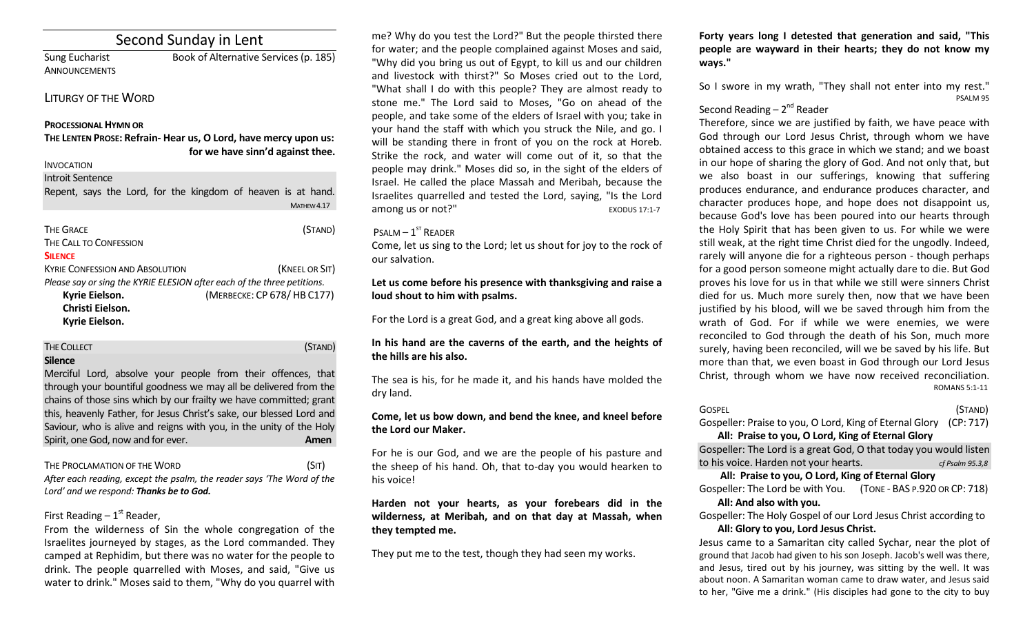# Second Sunday in Lent

Sung Eucharist — Book of Alternative Services (p. 185)

ANNOUNCEMENTS

## LITURGY OF THE WORD

**PROCESSIONAL HYMN OR**

**THE LENTEN PROSE: Refrain- Hear us, O Lord, have mercy upon us: for we have sinn'd against thee.**

INVOCATION

Introit Sentence

Repent, says the Lord, for the kingdom of heaven is at hand. MATHEW 4.17

THE GRACE (STAND)

THE CALL TO CONFESSION

**SILENCE**

KYRIE CONFESSION AND ABSOLUTION (KNEEL OR SIT)

*Please say or sing the KYRIE ELESION after each of the three petitions.*

**Kyrie Eielson.** (MERBECKE: CP 678/ HB C177)
**Christi Eielson.**
**Kyrie Eielson.**

THE COLLECT (STAND)

**Silence**

Merciful Lord, absolve your people from their offences, that through your bountiful goodness we may all be delivered from the chains of those sins which by our frailty we have committed; grant this, heavenly Father, for Jesus Christ's sake, our blessed Lord and Saviour, who is alive and reigns with you, in the unity of the Holy Spirit, one God, now and for ever. **Amen**

THE PROCLAMATION OF THE WORD (SIT)

*After each reading, except the psalm, the reader says 'The Word of the Lord' and we respond:* ***Thanks be to God.***

First Reading – 1st Reader,

From the wilderness of Sin the whole congregation of the Israelites journeyed by stages, as the Lord commanded. They camped at Rephidim, but there was no water for the people to drink. The people quarrelled with Moses, and said, "Give us water to drink." Moses said to them, "Why do you quarrel with me? Why do you test the Lord?" But the people thirsted there for water; and the people complained against Moses and said, "Why did you bring us out of Egypt, to kill us and our children and livestock with thirst?" So Moses cried out to the Lord, "What shall I do with this people? They are almost ready to stone me." The Lord said to Moses, "Go on ahead of the people, and take some of the elders of Israel with you; take in your hand the staff with which you struck the Nile, and go. I will be standing there in front of you on the rock at Horeb. Strike the rock, and water will come out of it, so that the people may drink." Moses did so, in the sight of the elders of Israel. He called the place Massah and Meribah, because the Israelites quarrelled and tested the Lord, saying, "Is the Lord among us or not?" EXODUS 17:1-7

PSALM – 1ST READER

Come, let us sing to the Lord; let us shout for joy to the rock of our salvation.

**Let us come before his presence with thanksgiving and raise a loud shout to him with psalms.**

For the Lord is a great God, and a great king above all gods.

**In his hand are the caverns of the earth, and the heights of the hills are his also.**

The sea is his, for he made it, and his hands have molded the dry land.

**Come, let us bow down, and bend the knee, and kneel before the Lord our Maker.**

For he is our God, and we are the people of his pasture and the sheep of his hand. Oh, that to-day you would hearken to his voice!

**Harden not your hearts, as your forebears did in the wilderness, at Meribah, and on that day at Massah, when they tempted me.**

They put me to the test, though they had seen my works.

**Forty years long I detested that generation and said, "This people are wayward in their hearts; they do not know my ways."**

So I swore in my wrath, "They shall not enter into my rest." PSALM 95

Second Reading – 2nd Reader

Therefore, since we are justified by faith, we have peace with God through our Lord Jesus Christ, through whom we have obtained access to this grace in which we stand; and we boast in our hope of sharing the glory of God. And not only that, but we also boast in our sufferings, knowing that suffering produces endurance, and endurance produces character, and character produces hope, and hope does not disappoint us, because God's love has been poured into our hearts through the Holy Spirit that has been given to us. For while we were still weak, at the right time Christ died for the ungodly. Indeed, rarely will anyone die for a righteous person - though perhaps for a good person someone might actually dare to die. But God proves his love for us in that while we still were sinners Christ died for us. Much more surely then, now that we have been justified by his blood, will we be saved through him from the wrath of God. For if while we were enemies, we were reconciled to God through the death of his Son, much more surely, having been reconciled, will we be saved by his life. But more than that, we even boast in God through our Lord Jesus Christ, through whom we have now received reconciliation. ROMANS 5:1-11

GOSPEL (STAND)

Gospeller: Praise to you, O Lord, King of Eternal Glory (CP: 717)

**All: Praise to you, O Lord, King of Eternal Glory**

Gospeller: The Lord is a great God, O that today you would listen to his voice. Harden not your hearts. *cf Psalm 95.3,8*

**All: Praise to you, O Lord, King of Eternal Glory**

Gospeller: The Lord be with You. (TONE - BAS P.920 OR CP: 718)

**All: And also with you.**

Gospeller: The Holy Gospel of our Lord Jesus Christ according to

**All: Glory to you, Lord Jesus Christ.**

Jesus came to a Samaritan city called Sychar, near the plot of ground that Jacob had given to his son Joseph. Jacob's well was there, and Jesus, tired out by his journey, was sitting by the well. It was about noon. A Samaritan woman came to draw water, and Jesus said to her, "Give me a drink." (His disciples had gone to the city to buy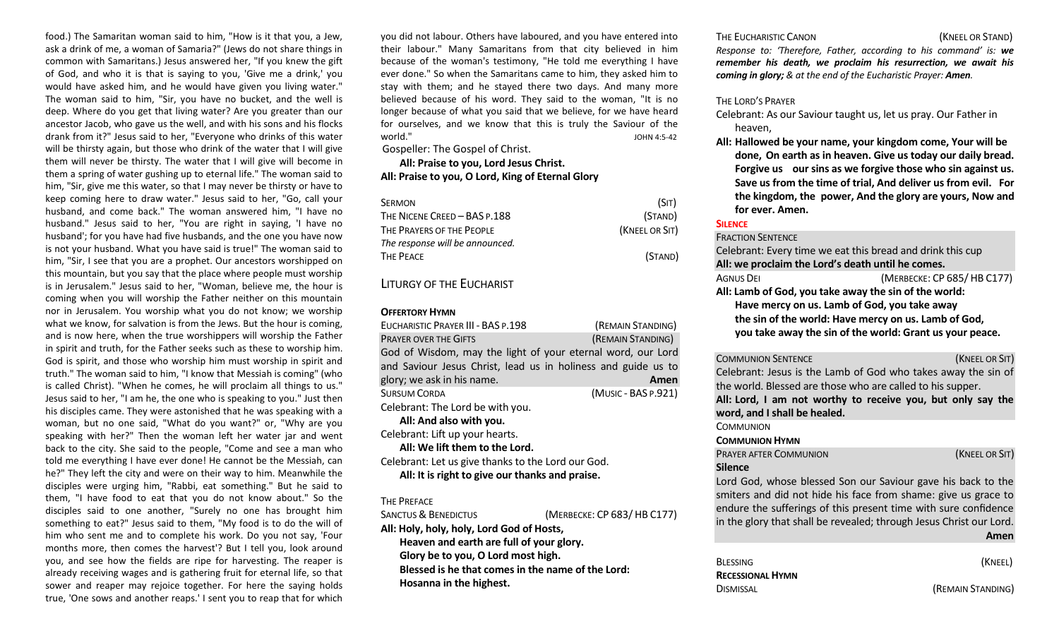food.) The Samaritan woman said to him, "How is it that you, a Jew, ask a drink of me, a woman of Samaria?" (Jews do not share things in common with Samaritans.) Jesus answered her, "If you knew the gift of God, and who it is that is saying to you, 'Give me a drink,' you would have asked him, and he would have given you living water." The woman said to him, "Sir, you have no bucket, and the well is deep. Where do you get that living water? Are you greater than our ancestor Jacob, who gave us the well, and with his sons and his flocks drank from it?" Jesus said to her, "Everyone who drinks of this water will be thirsty again, but those who drink of the water that I will give them will never be thirsty. The water that I will give will become in them a spring of water gushing up to eternal life." The woman said to him, "Sir, give me this water, so that I may never be thirsty or have to keep coming here to draw water." Jesus said to her, "Go, call your husband, and come back." The woman answered him, "I have no husband." Jesus said to her, "You are right in saying, 'I have no husband'; for you have had five husbands, and the one you have now is not your husband. What you have said is true!" The woman said to him, "Sir, I see that you are a prophet. Our ancestors worshipped on this mountain, but you say that the place where people must worship is in Jerusalem." Jesus said to her, "Woman, believe me, the hour is coming when you will worship the Father neither on this mountain nor in Jerusalem. You worship what you do not know; we worship what we know, for salvation is from the Jews. But the hour is coming, and is now here, when the true worshippers will worship the Father in spirit and truth, for the Father seeks such as these to worship him. God is spirit, and those who worship him must worship in spirit and truth." The woman said to him, "I know that Messiah is coming" (who is called Christ). "When he comes, he will proclaim all things to us." Jesus said to her, "I am he, the one who is speaking to you." Just then his disciples came. They were astonished that he was speaking with a woman, but no one said, "What do you want?" or, "Why are you speaking with her?" Then the woman left her water jar and went back to the city. She said to the people, "Come and see a man who told me everything I have ever done! He cannot be the Messiah, can he?" They left the city and were on their way to him. Meanwhile the disciples were urging him, "Rabbi, eat something." But he said to them, "I have food to eat that you do not know about." So the disciples said to one another, "Surely no one has brought him something to eat?" Jesus said to them, "My food is to do the will of him who sent me and to complete his work. Do you not say, 'Four months more, then comes the harvest'? But I tell you, look around you, and see how the fields are ripe for harvesting. The reaper is already receiving wages and is gathering fruit for eternal life, so that sower and reaper may rejoice together. For here the saying holds true, 'One sows and another reaps.' I sent you to reap that for which you did not labour. Others have laboured, and you have entered into their labour." Many Samaritans from that city believed in him because of the woman's testimony, "He told me everything I have ever done." So when the Samaritans came to him, they asked him to stay with them; and he stayed there two days. And many more believed because of his word. They said to the woman, "It is no longer because of what you said that we believe, for we have heard for ourselves, and we know that this is truly the Saviour of the world." JOHN 4:5-42

Gospeller: The Gospel of Christ.

**All: Praise to you, Lord Jesus Christ.**
**All: Praise to you, O Lord, King of Eternal Glory**

SERMON (SIT)
THE NICENE CREED – BAS P.188 (STAND)
THE PRAYERS OF THE PEOPLE (KNEEL OR SIT)
*The response will be announced.*
THE PEACE (STAND)

## LITURGY OF THE EUCHARIST

**OFFERTORY HYMN**

EUCHARISTIC PRAYER III - BAS P.198 (REMAIN STANDING)

PRAYER OVER THE GIFTS (REMAIN STANDING)

God of Wisdom, may the light of your eternal word, our Lord and Saviour Jesus Christ, lead us in holiness and guide us to glory; we ask in his name. **Amen**

SURSUM CORDA (MUSIC - BAS P.921)

Celebrant: The Lord be with you.
**All: And also with you.**
Celebrant: Lift up your hearts.
**All: We lift them to the Lord.**
Celebrant: Let us give thanks to the Lord our God.
**All: It is right to give our thanks and praise.**

THE PREFACE

SANCTUS & BENEDICTUS (MERBECKE: CP 683/ HB C177)

**All: Holy, holy, holy, Lord God of Hosts,**
**Heaven and earth are full of your glory.**
**Glory be to you, O Lord most high.**
**Blessed is he that comes in the name of the Lord:**
**Hosanna in the highest.**

THE EUCHARISTIC CANON (KNEEL OR STAND)

*Response to: 'Therefore, Father, according to his command' is:* ***we remember his death, we proclaim his resurrection, we await his coming in glory;*** *& at the end of the Eucharistic Prayer:* ***Amen****.*

THE LORD'S PRAYER

Celebrant: As our Saviour taught us, let us pray. Our Father in heaven,

**All: Hallowed be your name, your kingdom come, Your will be done, On earth as in heaven. Give us today our daily bread. Forgive us our sins as we forgive those who sin against us. Save us from the time of trial, And deliver us from evil. For the kingdom, the power, And the glory are yours, Now and for ever. Amen.**

**SILENCE**

FRACTION SENTENCE

Celebrant: Every time we eat this bread and drink this cup
**All: we proclaim the Lord's death until he comes.**

AGNUS DEI (MERBECKE: CP 685/ HB C177)

**All: Lamb of God, you take away the sin of the world:**
**Have mercy on us. Lamb of God, you take away the sin of the world: Have mercy on us. Lamb of God, you take away the sin of the world: Grant us your peace.**

COMMUNION SENTENCE (KNEEL OR SIT)

Celebrant: Jesus is the Lamb of God who takes away the sin of the world. Blessed are those who are called to his supper.
**All: Lord, I am not worthy to receive you, but only say the word, and I shall be healed.**

COMMUNION

**COMMUNION HYMN**

PRAYER AFTER COMMUNION (KNEEL OR SIT)

**Silence**

Lord God, whose blessed Son our Saviour gave his back to the smiters and did not hide his face from shame: give us grace to endure the sufferings of this present time with sure confidence in the glory that shall be revealed; through Jesus Christ our Lord. **Amen**

BLESSING (KNEEL)

**RECESSIONAL HYMN**

DISMISSAL (REMAIN STANDING)